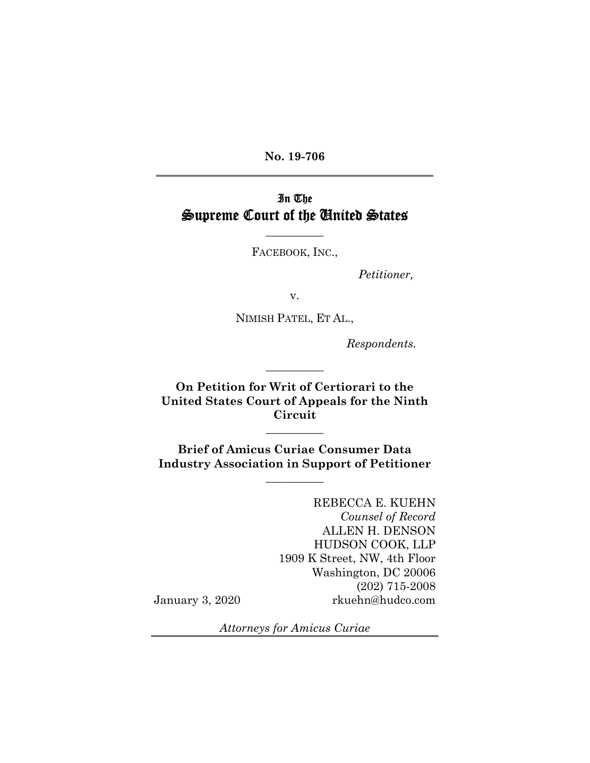**No. 19-706**

---

# In The Supreme Court of the United States

---

FACEBOOK, INC.,

*Petitioner,*

v.

NIMISH PATEL, ET AL.,

*Respondents.*

---

**On Petition for Writ of Certiorari to the United States Court of Appeals for the Ninth Circuit**

---

**Brief of Amicus Curiae Consumer Data Industry Association in Support of Petitioner**

---

REBECCA E. KUEHN
*Counsel of Record*
ALLEN H. DENSON
HUDSON COOK, LLP
1909 K Street, NW, 4th Floor
Washington, DC 20006
(202) 715-2008
rkuehn@hudco.com

January 3, 2020

*Attorneys for Amicus Curiae*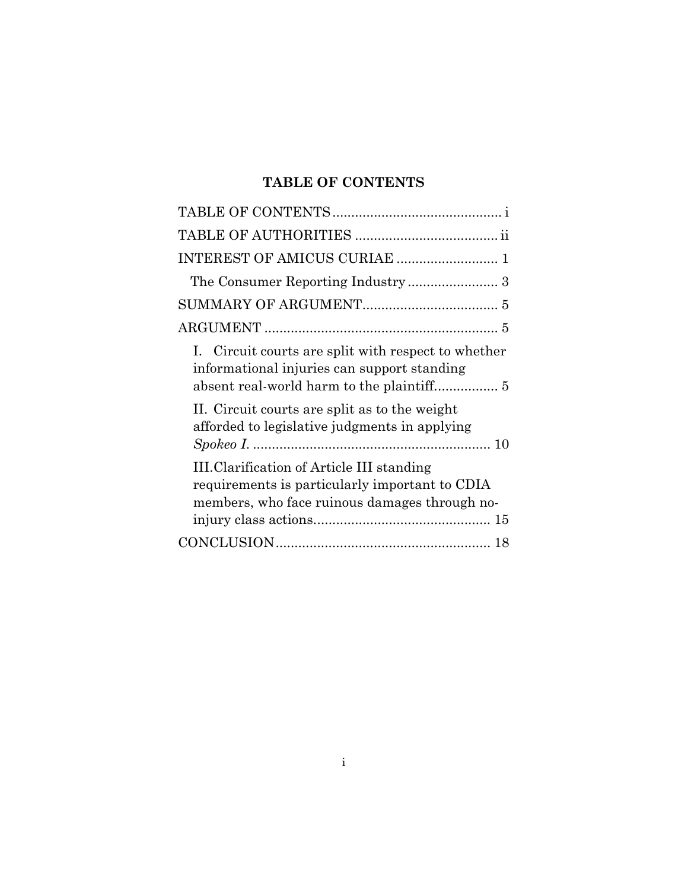# TABLE OF CONTENTS

TABLE OF CONTENTS ............................................ i

TABLE OF AUTHORITIES ..................................... ii

INTEREST OF AMICUS CURIAE ........................... 1

  The Consumer Reporting Industry ........................ 3

SUMMARY OF ARGUMENT.................................... 5

ARGUMENT .............................................................. 5

  I. Circuit courts are split with respect to whether informational injuries can support standing absent real-world harm to the plaintiff................. 5

  II. Circuit courts are split as to the weight afforded to legislative judgments in applying *Spokeo I*. ............................................................... 10

  III. Clarification of Article III standing requirements is particularly important to CDIA members, who face ruinous damages through no-injury class actions............................................... 15

CONCLUSION......................................................... 18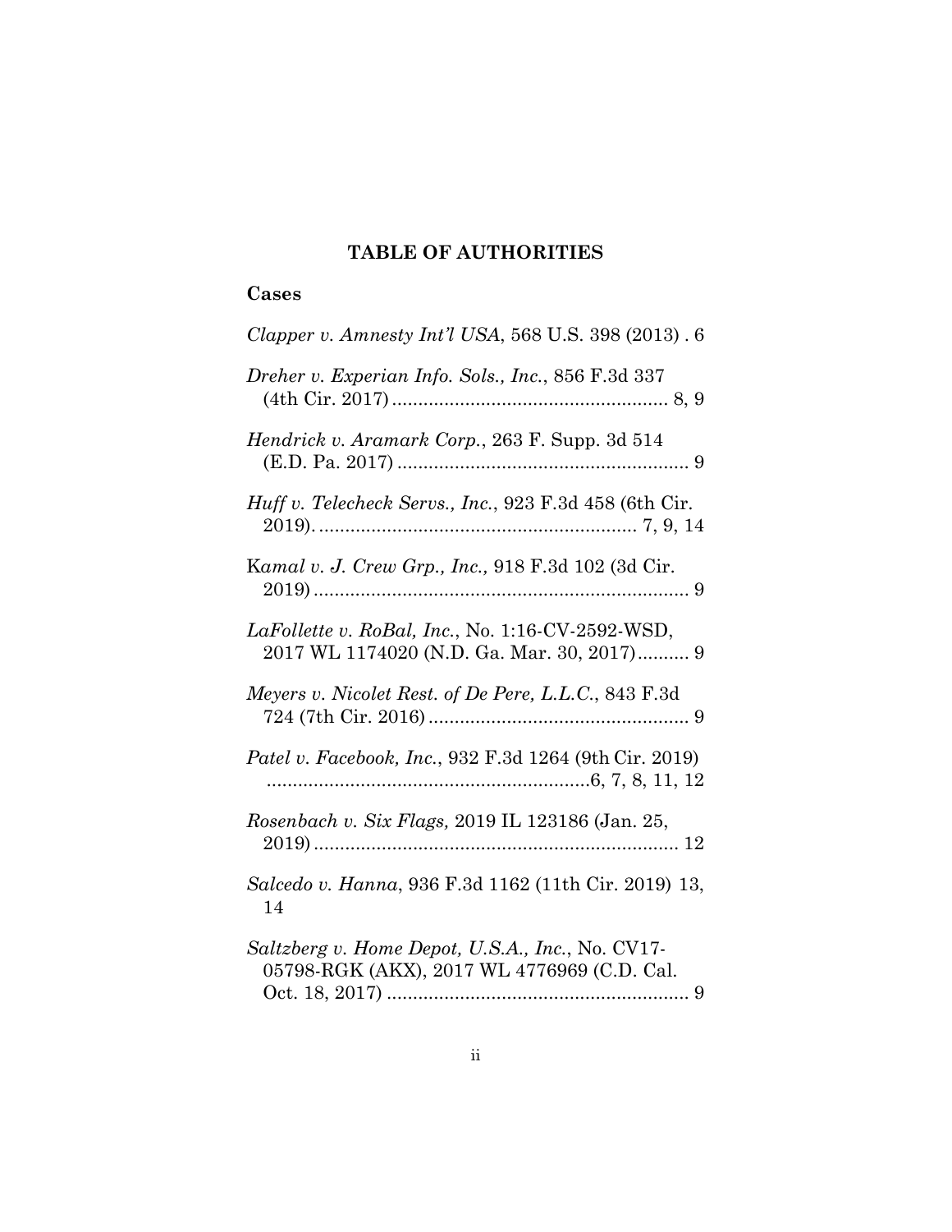## TABLE OF AUTHORITIES

### Cases

*Clapper v. Amnesty Int'l USA*, 568 U.S. 398 (2013) . 6

*Dreher v. Experian Info. Sols., Inc.*, 856 F.3d 337 (4th Cir. 2017) ..................................................... 8, 9

*Hendrick v. Aramark Corp.*, 263 F. Supp. 3d 514 (E.D. Pa. 2017) ......................................................... 9

*Huff v. Telecheck Servs., Inc.*, 923 F.3d 458 (6th Cir. 2019). ............................................................ 7, 9, 14

K*amal v. J. Crew Grp., Inc.,* 918 F.3d 102 (3d Cir. 2019) ......................................................................... 9

*LaFollette v. RoBal, Inc.*, No. 1:16-CV-2592-WSD, 2017 WL 1174020 (N.D. Ga. Mar. 30, 2017).......... 9

*Meyers v. Nicolet Rest. of De Pere, L.L.C.*, 843 F.3d 724 (7th Cir. 2016) .................................................. 9

*Patel v. Facebook, Inc.*, 932 F.3d 1264 (9th Cir. 2019) ..............................................................6, 7, 8, 11, 12

*Rosenbach v. Six Flags,* 2019 IL 123186 (Jan. 25, 2019) ...................................................................... 12

*Salcedo v. Hanna*, 936 F.3d 1162 (11th Cir. 2019) 13, 14

*Saltzberg v. Home Depot, U.S.A., Inc.*, No. CV17-05798-RGK (AKX), 2017 WL 4776969 (C.D. Cal. Oct. 18, 2017) .......................................................... 9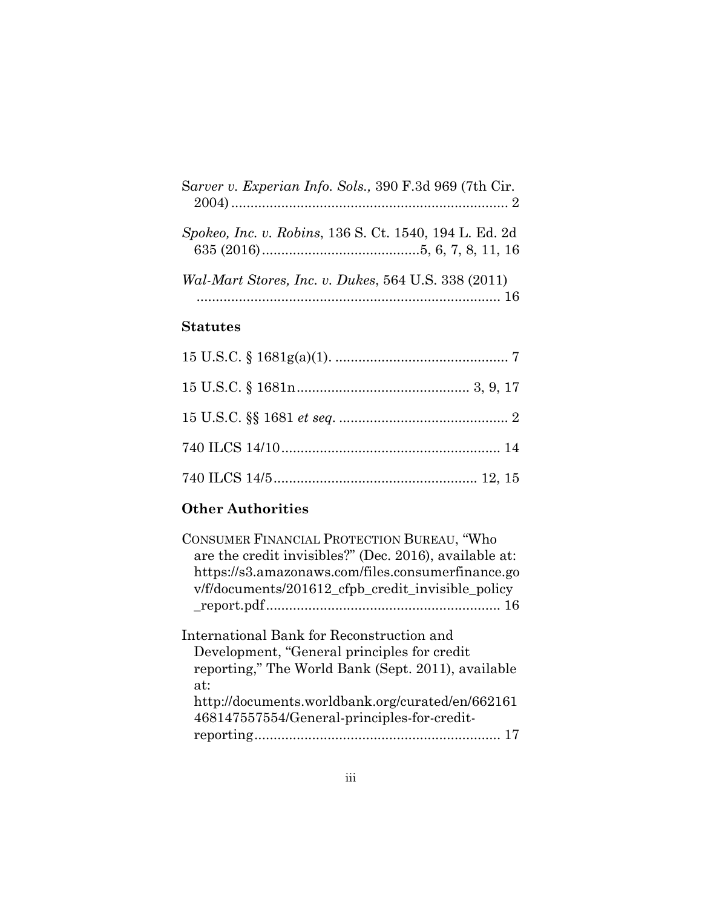S*arver v. Experian Info. Sols.,* 390 F.3d 969 (7th Cir. 2004) ........................................................................ 2

*Spokeo, Inc. v. Robins*, 136 S. Ct. 1540, 194 L. Ed. 2d 635 (2016) .........................................5, 6, 7, 8, 11, 16

*Wal-Mart Stores, Inc. v. Dukes*, 564 U.S. 338 (2011) ............................................................................... 16

## Statutes

15 U.S.C. § 1681g(a)(1). ............................................. 7

15 U.S.C. § 1681n............................................. 3, 9, 17

15 U.S.C. §§ 1681 *et seq*. ............................................ 2

740 ILCS 14/10......................................................... 14

740 ILCS 14/5..................................................... 12, 15

## Other Authorities

CONSUMER FINANCIAL PROTECTION BUREAU, "Who are the credit invisibles?" (Dec. 2016), available at: https://s3.amazonaws.com/files.consumerfinance.gov/f/documents/201612_cfpb_credit_invisible_policy_report.pdf ............................................................. 16

International Bank for Reconstruction and Development, "General principles for credit reporting," The World Bank (Sept. 2011), available at: http://documents.worldbank.org/curated/en/662161468147557554/General-principles-for-credit-reporting................................................................. 17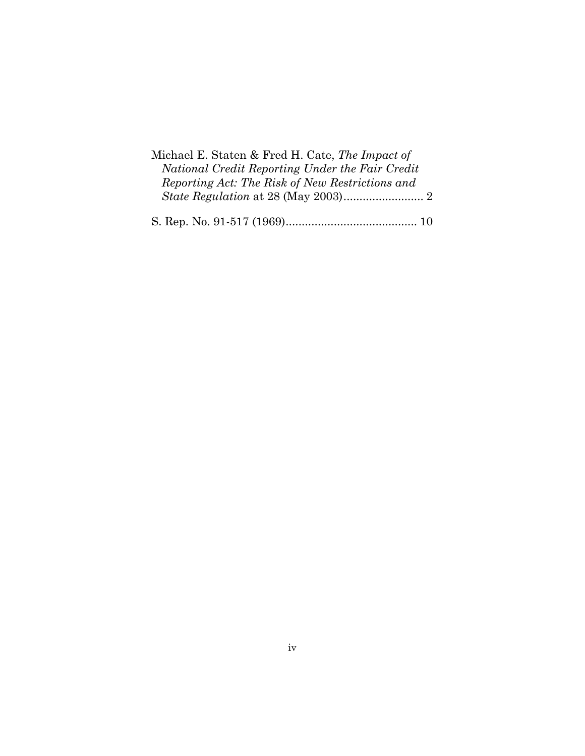Michael E. Staten & Fred H. Cate, *The Impact of National Credit Reporting Under the Fair Credit Reporting Act: The Risk of New Restrictions and State Regulation* at 28 (May 2003)......................... 2

S. Rep. No. 91-517 (1969)......................................... 10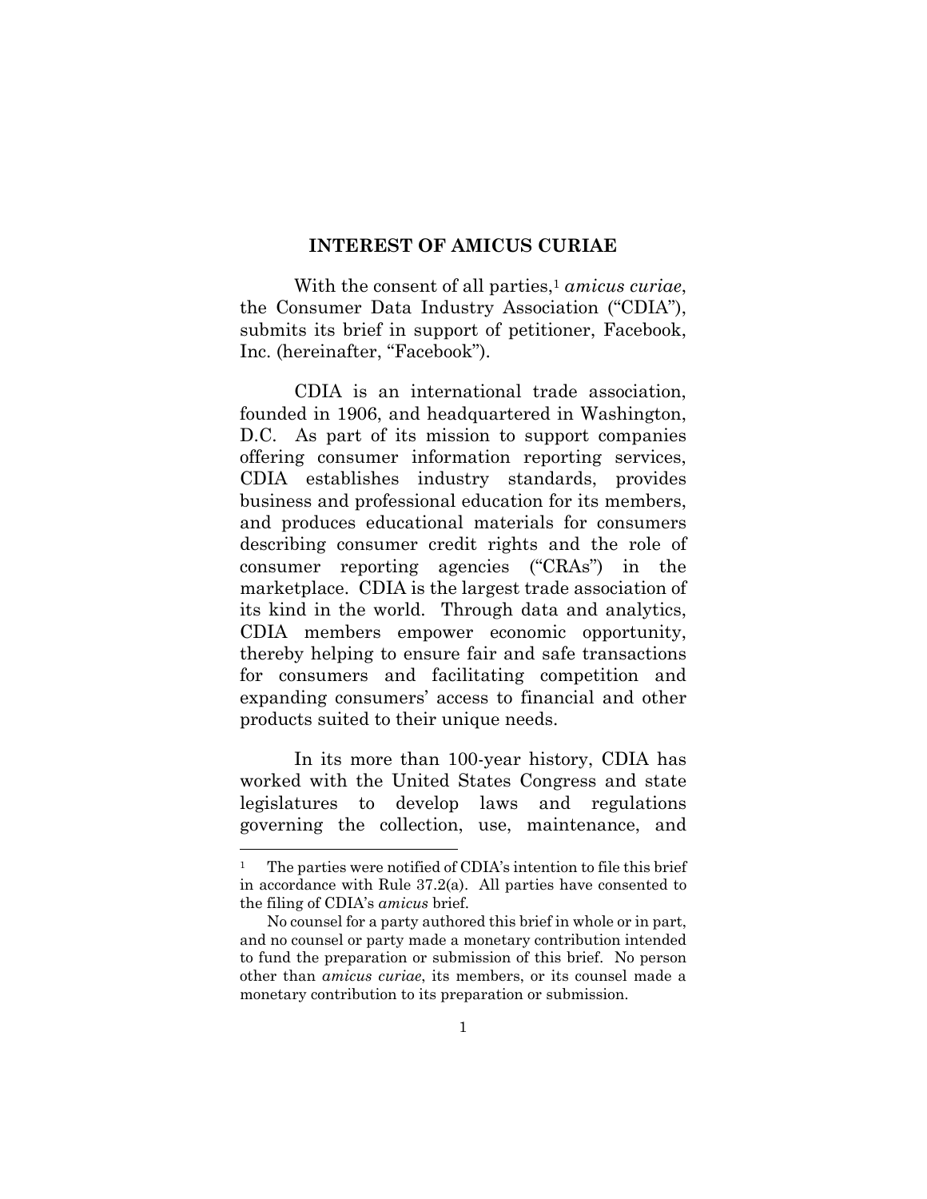## INTEREST OF AMICUS CURIAE

With the consent of all parties,[1] *amicus curiae*, the Consumer Data Industry Association ("CDIA"), submits its brief in support of petitioner, Facebook, Inc. (hereinafter, "Facebook").

CDIA is an international trade association, founded in 1906, and headquartered in Washington, D.C. As part of its mission to support companies offering consumer information reporting services, CDIA establishes industry standards, provides business and professional education for its members, and produces educational materials for consumers describing consumer credit rights and the role of consumer reporting agencies ("CRAs") in the marketplace. CDIA is the largest trade association of its kind in the world. Through data and analytics, CDIA members empower economic opportunity, thereby helping to ensure fair and safe transactions for consumers and facilitating competition and expanding consumers' access to financial and other products suited to their unique needs.

In its more than 100-year history, CDIA has worked with the United States Congress and state legislatures to develop laws and regulations governing the collection, use, maintenance, and

---

[1] The parties were notified of CDIA's intention to file this brief in accordance with Rule 37.2(a). All parties have consented to the filing of CDIA's *amicus* brief.

No counsel for a party authored this brief in whole or in part, and no counsel or party made a monetary contribution intended to fund the preparation or submission of this brief. No person other than *amicus curiae*, its members, or its counsel made a monetary contribution to its preparation or submission.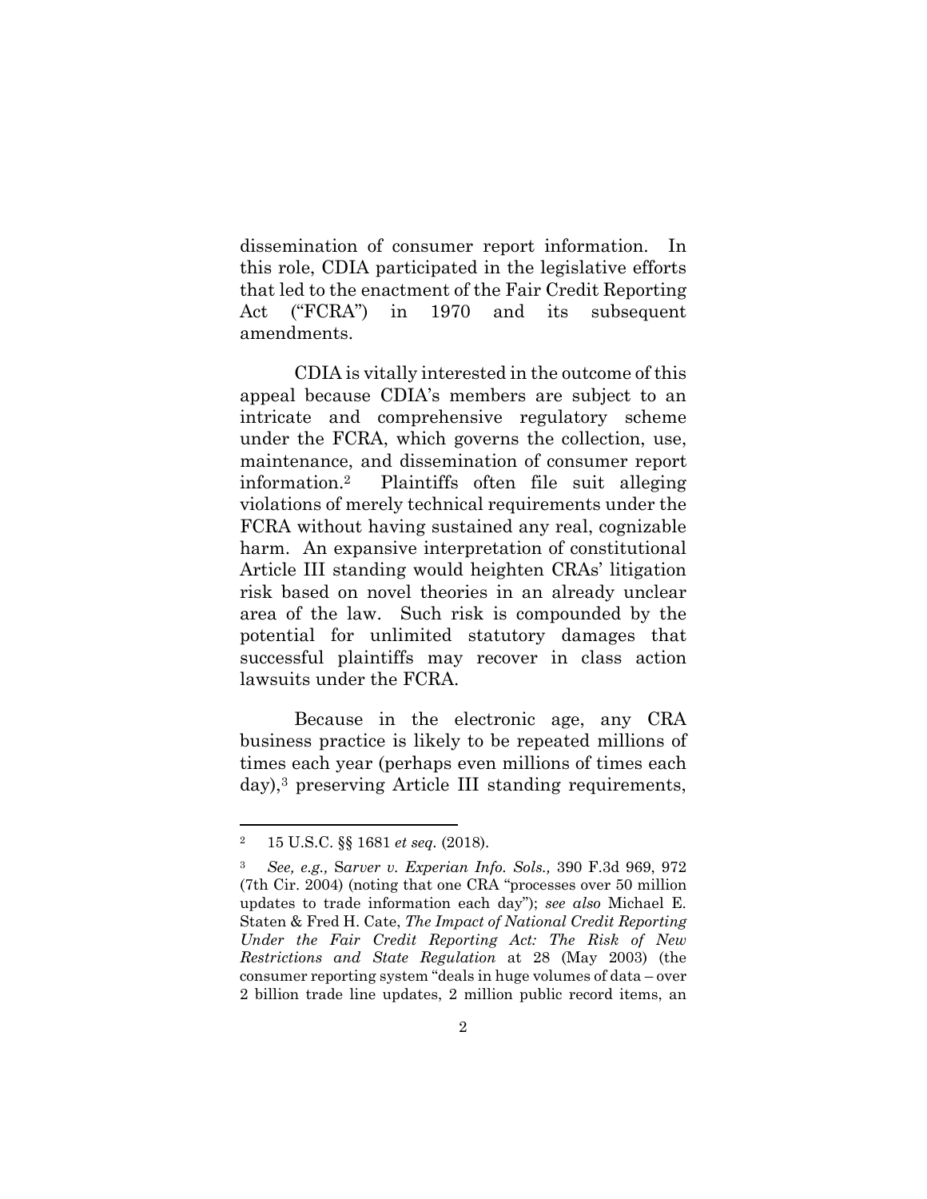dissemination of consumer report information. In this role, CDIA participated in the legislative efforts that led to the enactment of the Fair Credit Reporting Act ("FCRA") in 1970 and its subsequent amendments.

CDIA is vitally interested in the outcome of this appeal because CDIA's members are subject to an intricate and comprehensive regulatory scheme under the FCRA, which governs the collection, use, maintenance, and dissemination of consumer report information.[2] Plaintiffs often file suit alleging violations of merely technical requirements under the FCRA without having sustained any real, cognizable harm. An expansive interpretation of constitutional Article III standing would heighten CRAs' litigation risk based on novel theories in an already unclear area of the law. Such risk is compounded by the potential for unlimited statutory damages that successful plaintiffs may recover in class action lawsuits under the FCRA.

Because in the electronic age, any CRA business practice is likely to be repeated millions of times each year (perhaps even millions of times each day),[3] preserving Article III standing requirements,

---

[2] 15 U.S.C. §§ 1681 *et seq.* (2018).

[3] *See, e.g., Sarver v. Experian Info. Sols.,* 390 F.3d 969, 972 (7th Cir. 2004) (noting that one CRA "processes over 50 million updates to trade information each day"); *see also* Michael E. Staten & Fred H. Cate, *The Impact of National Credit Reporting Under the Fair Credit Reporting Act: The Risk of New Restrictions and State Regulation* at 28 (May 2003) (the consumer reporting system "deals in huge volumes of data – over 2 billion trade line updates, 2 million public record items, an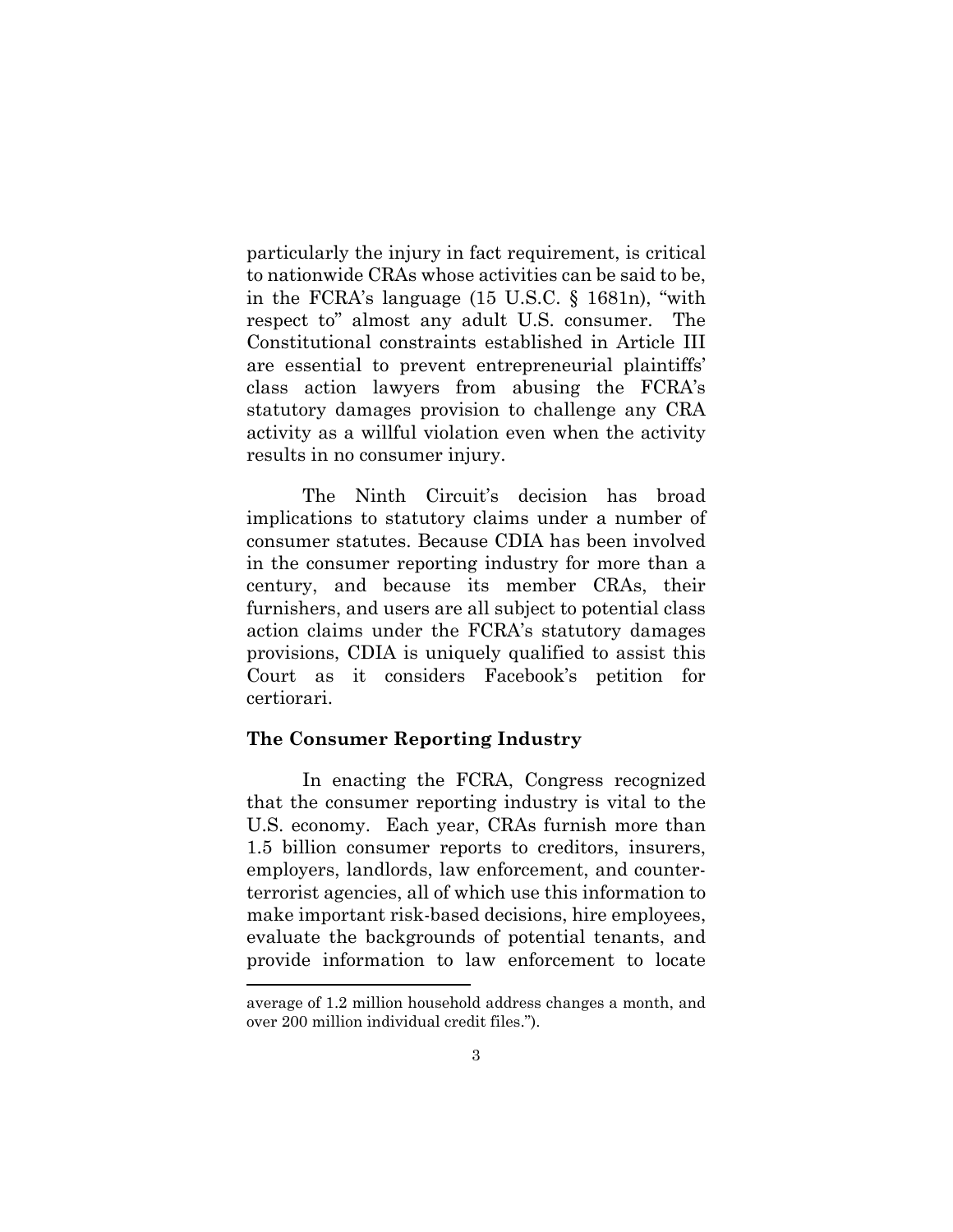particularly the injury in fact requirement, is critical to nationwide CRAs whose activities can be said to be, in the FCRA's language (15 U.S.C. § 1681n), "with respect to" almost any adult U.S. consumer. The Constitutional constraints established in Article III are essential to prevent entrepreneurial plaintiffs' class action lawyers from abusing the FCRA's statutory damages provision to challenge any CRA activity as a willful violation even when the activity results in no consumer injury.

The Ninth Circuit's decision has broad implications to statutory claims under a number of consumer statutes. Because CDIA has been involved in the consumer reporting industry for more than a century, and because its member CRAs, their furnishers, and users are all subject to potential class action claims under the FCRA's statutory damages provisions, CDIA is uniquely qualified to assist this Court as it considers Facebook's petition for certiorari.

**The Consumer Reporting Industry**

In enacting the FCRA, Congress recognized that the consumer reporting industry is vital to the U.S. economy. Each year, CRAs furnish more than 1.5 billion consumer reports to creditors, insurers, employers, landlords, law enforcement, and counter-terrorist agencies, all of which use this information to make important risk-based decisions, hire employees, evaluate the backgrounds of potential tenants, and provide information to law enforcement to locate

---

average of 1.2 million household address changes a month, and over 200 million individual credit files.").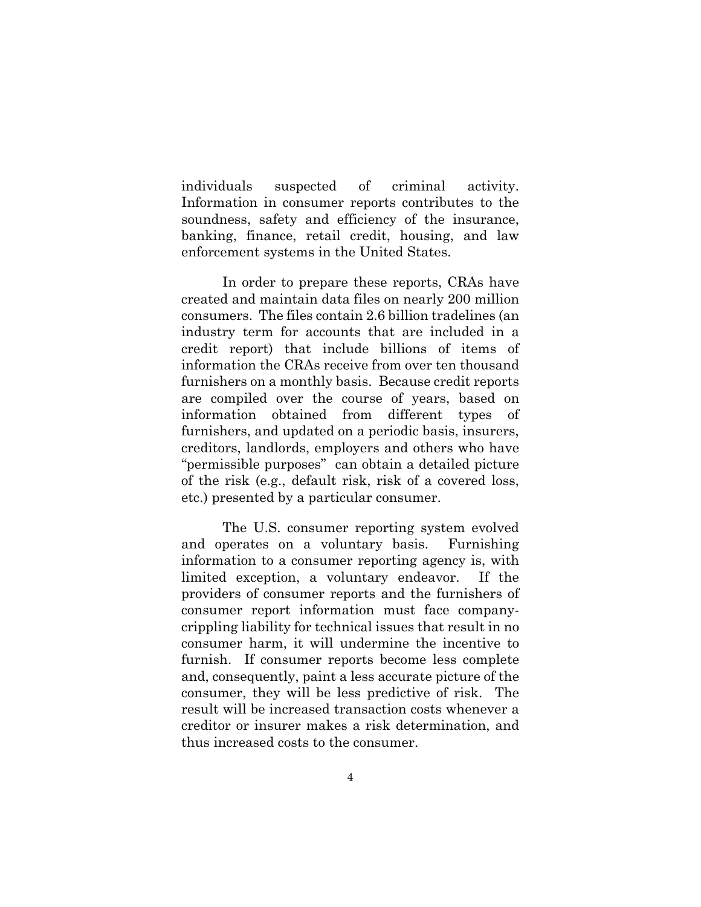individuals suspected of criminal activity. Information in consumer reports contributes to the soundness, safety and efficiency of the insurance, banking, finance, retail credit, housing, and law enforcement systems in the United States.

In order to prepare these reports, CRAs have created and maintain data files on nearly 200 million consumers. The files contain 2.6 billion tradelines (an industry term for accounts that are included in a credit report) that include billions of items of information the CRAs receive from over ten thousand furnishers on a monthly basis. Because credit reports are compiled over the course of years, based on information obtained from different types of furnishers, and updated on a periodic basis, insurers, creditors, landlords, employers and others who have "permissible purposes" can obtain a detailed picture of the risk (e.g., default risk, risk of a covered loss, etc.) presented by a particular consumer.

The U.S. consumer reporting system evolved and operates on a voluntary basis. Furnishing information to a consumer reporting agency is, with limited exception, a voluntary endeavor. If the providers of consumer reports and the furnishers of consumer report information must face company-crippling liability for technical issues that result in no consumer harm, it will undermine the incentive to furnish. If consumer reports become less complete and, consequently, paint a less accurate picture of the consumer, they will be less predictive of risk. The result will be increased transaction costs whenever a creditor or insurer makes a risk determination, and thus increased costs to the consumer.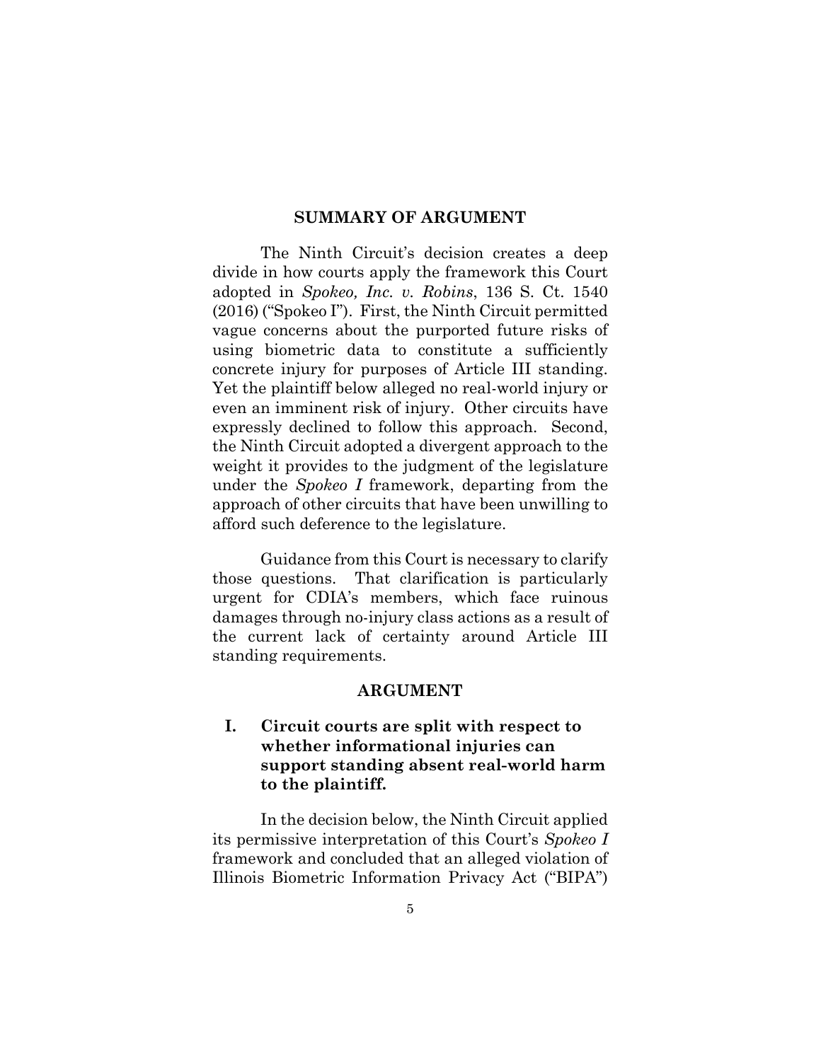## SUMMARY OF ARGUMENT

The Ninth Circuit's decision creates a deep divide in how courts apply the framework this Court adopted in *Spokeo, Inc. v. Robins*, 136 S. Ct. 1540 (2016) ("Spokeo I"). First, the Ninth Circuit permitted vague concerns about the purported future risks of using biometric data to constitute a sufficiently concrete injury for purposes of Article III standing. Yet the plaintiff below alleged no real-world injury or even an imminent risk of injury. Other circuits have expressly declined to follow this approach. Second, the Ninth Circuit adopted a divergent approach to the weight it provides to the judgment of the legislature under the *Spokeo I* framework, departing from the approach of other circuits that have been unwilling to afford such deference to the legislature.

Guidance from this Court is necessary to clarify those questions. That clarification is particularly urgent for CDIA's members, which face ruinous damages through no-injury class actions as a result of the current lack of certainty around Article III standing requirements.

## ARGUMENT

### I. Circuit courts are split with respect to whether informational injuries can support standing absent real-world harm to the plaintiff.

In the decision below, the Ninth Circuit applied its permissive interpretation of this Court's *Spokeo I* framework and concluded that an alleged violation of Illinois Biometric Information Privacy Act ("BIPA")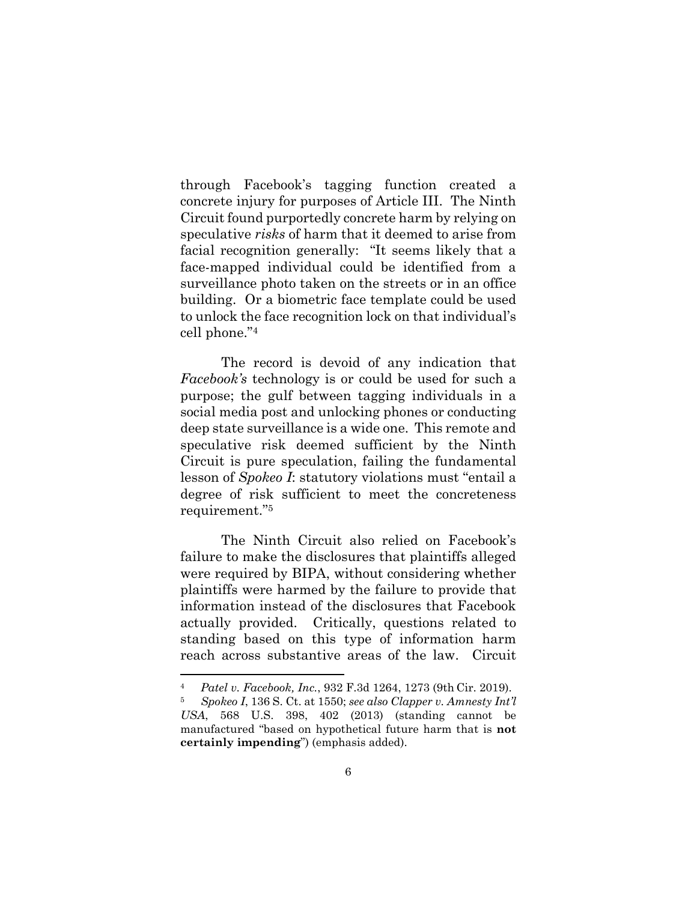through Facebook's tagging function created a concrete injury for purposes of Article III. The Ninth Circuit found purportedly concrete harm by relying on speculative *risks* of harm that it deemed to arise from facial recognition generally: "It seems likely that a face-mapped individual could be identified from a surveillance photo taken on the streets or in an office building. Or a biometric face template could be used to unlock the face recognition lock on that individual's cell phone."[4]

The record is devoid of any indication that *Facebook's* technology is or could be used for such a purpose; the gulf between tagging individuals in a social media post and unlocking phones or conducting deep state surveillance is a wide one. This remote and speculative risk deemed sufficient by the Ninth Circuit is pure speculation, failing the fundamental lesson of *Spokeo I*: statutory violations must "entail a degree of risk sufficient to meet the concreteness requirement."[5]

The Ninth Circuit also relied on Facebook's failure to make the disclosures that plaintiffs alleged were required by BIPA, without considering whether plaintiffs were harmed by the failure to provide that information instead of the disclosures that Facebook actually provided. Critically, questions related to standing based on this type of information harm reach across substantive areas of the law. Circuit

---

[4] *Patel v. Facebook, Inc.*, 932 F.3d 1264, 1273 (9th Cir. 2019).

[5] *Spokeo I*, 136 S. Ct. at 1550; *see also Clapper v. Amnesty Int'l USA*, 568 U.S. 398, 402 (2013) (standing cannot be manufactured "based on hypothetical future harm that is **not certainly impending**") (emphasis added).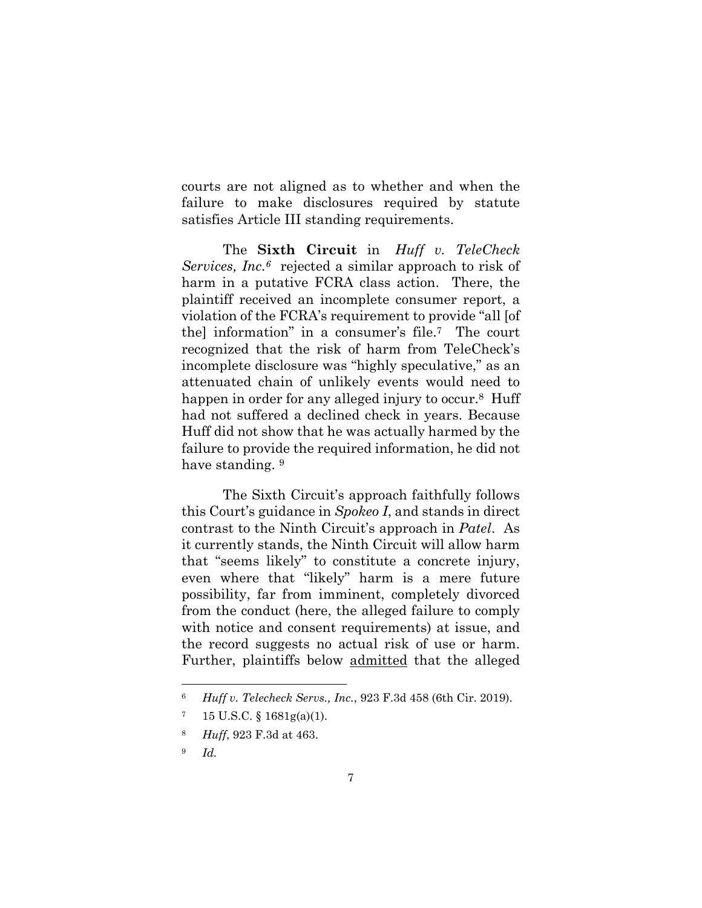courts are not aligned as to whether and when the failure to make disclosures required by statute satisfies Article III standing requirements.

The **Sixth Circuit** in *Huff v. TeleCheck Services, Inc.*[6] rejected a similar approach to risk of harm in a putative FCRA class action. There, the plaintiff received an incomplete consumer report, a violation of the FCRA's requirement to provide "all [of the] information" in a consumer's file.[7] The court recognized that the risk of harm from TeleCheck's incomplete disclosure was "highly speculative," as an attenuated chain of unlikely events would need to happen in order for any alleged injury to occur.[8] Huff had not suffered a declined check in years. Because Huff did not show that he was actually harmed by the failure to provide the required information, he did not have standing.[9]

The Sixth Circuit's approach faithfully follows this Court's guidance in *Spokeo I*, and stands in direct contrast to the Ninth Circuit's approach in *Patel*. As it currently stands, the Ninth Circuit will allow harm that "seems likely" to constitute a concrete injury, even where that "likely" harm is a mere future possibility, far from imminent, completely divorced from the conduct (here, the alleged failure to comply with notice and consent requirements) at issue, and the record suggests no actual risk of use or harm. Further, plaintiffs below <u>admitted</u> that the alleged

---

[6] *Huff v. Telecheck Servs., Inc.*, 923 F.3d 458 (6th Cir. 2019).

[7] 15 U.S.C. § 1681g(a)(1).

[8] *Huff*, 923 F.3d at 463.

[9] *Id.*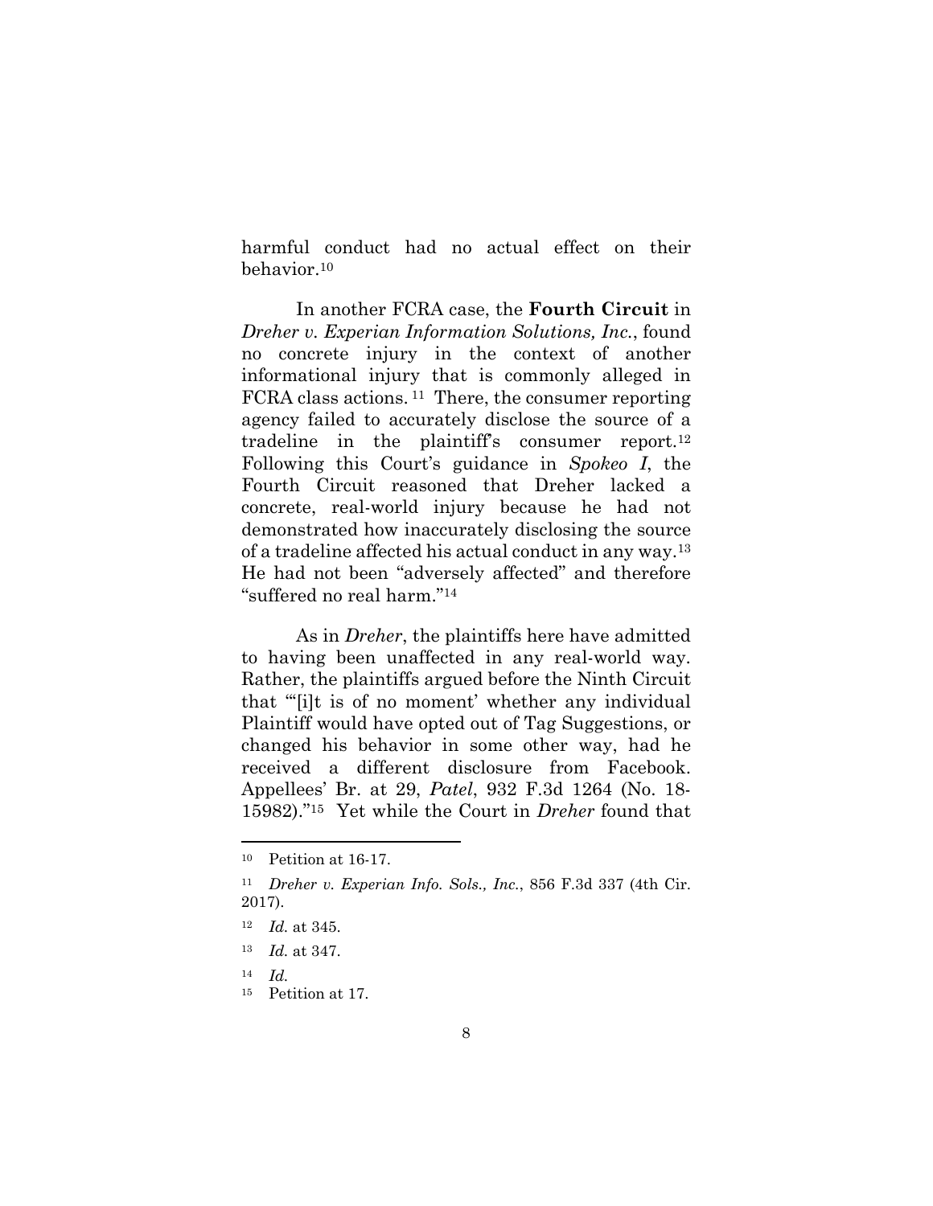harmful conduct had no actual effect on their behavior.[10]

In another FCRA case, the **Fourth Circuit** in *Dreher v. Experian Information Solutions, Inc.*, found no concrete injury in the context of another informational injury that is commonly alleged in FCRA class actions.[11] There, the consumer reporting agency failed to accurately disclose the source of a tradeline in the plaintiff's consumer report.[12] Following this Court's guidance in *Spokeo I*, the Fourth Circuit reasoned that Dreher lacked a concrete, real-world injury because he had not demonstrated how inaccurately disclosing the source of a tradeline affected his actual conduct in any way.[13] He had not been "adversely affected" and therefore "suffered no real harm."[14]

As in *Dreher*, the plaintiffs here have admitted to having been unaffected in any real-world way. Rather, the plaintiffs argued before the Ninth Circuit that "'[i]t is of no moment' whether any individual Plaintiff would have opted out of Tag Suggestions, or changed his behavior in some other way, had he received a different disclosure from Facebook. Appellees' Br. at 29, *Patel*, 932 F.3d 1264 (No. 18-15982)."[15] Yet while the Court in *Dreher* found that

---

[10] Petition at 16-17.

[11] *Dreher v. Experian Info. Sols., Inc.*, 856 F.3d 337 (4th Cir. 2017).

[12] *Id.* at 345.

[13] *Id.* at 347.

[14] *Id.*

[15] Petition at 17.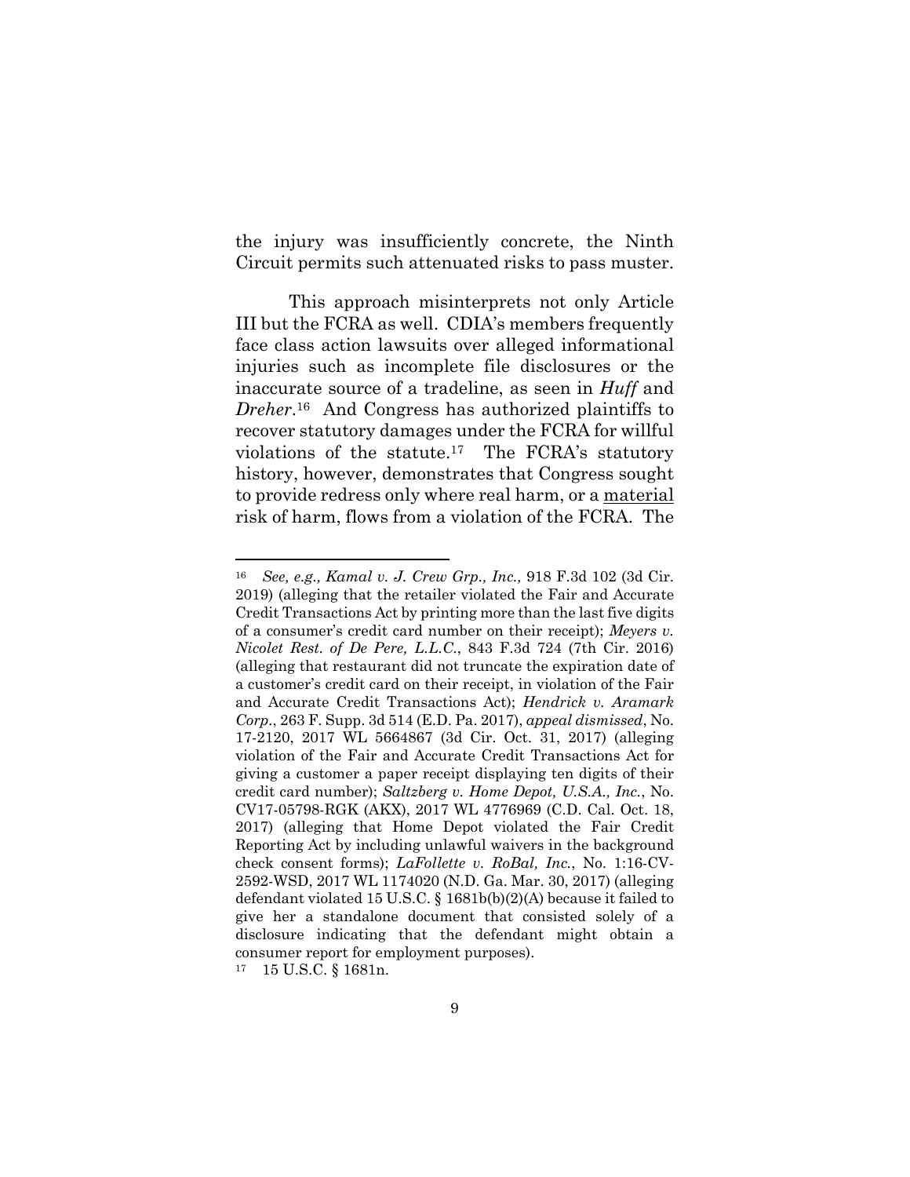the injury was insufficiently concrete, the Ninth Circuit permits such attenuated risks to pass muster.

This approach misinterprets not only Article III but the FCRA as well. CDIA's members frequently face class action lawsuits over alleged informational injuries such as incomplete file disclosures or the inaccurate source of a tradeline, as seen in *Huff* and *Dreher*.[16] And Congress has authorized plaintiffs to recover statutory damages under the FCRA for willful violations of the statute.[17] The FCRA's statutory history, however, demonstrates that Congress sought to provide redress only where real harm, or a <u>material</u> risk of harm, flows from a violation of the FCRA. The

---

[16] *See, e.g., Kamal v. J. Crew Grp., Inc.,* 918 F.3d 102 (3d Cir. 2019) (alleging that the retailer violated the Fair and Accurate Credit Transactions Act by printing more than the last five digits of a consumer's credit card number on their receipt); *Meyers v. Nicolet Rest. of De Pere, L.L.C.*, 843 F.3d 724 (7th Cir. 2016) (alleging that restaurant did not truncate the expiration date of a customer's credit card on their receipt, in violation of the Fair and Accurate Credit Transactions Act); *Hendrick v. Aramark Corp.*, 263 F. Supp. 3d 514 (E.D. Pa. 2017), *appeal dismissed*, No. 17-2120, 2017 WL 5664867 (3d Cir. Oct. 31, 2017) (alleging violation of the Fair and Accurate Credit Transactions Act for giving a customer a paper receipt displaying ten digits of their credit card number); *Saltzberg v. Home Depot, U.S.A., Inc.*, No. CV17-05798-RGK (AKX), 2017 WL 4776969 (C.D. Cal. Oct. 18, 2017) (alleging that Home Depot violated the Fair Credit Reporting Act by including unlawful waivers in the background check consent forms); *LaFollette v. RoBal, Inc.*, No. 1:16-CV-2592-WSD, 2017 WL 1174020 (N.D. Ga. Mar. 30, 2017) (alleging defendant violated 15 U.S.C. § 1681b(b)(2)(A) because it failed to give her a standalone document that consisted solely of a disclosure indicating that the defendant might obtain a consumer report for employment purposes).

[17] 15 U.S.C. § 1681n.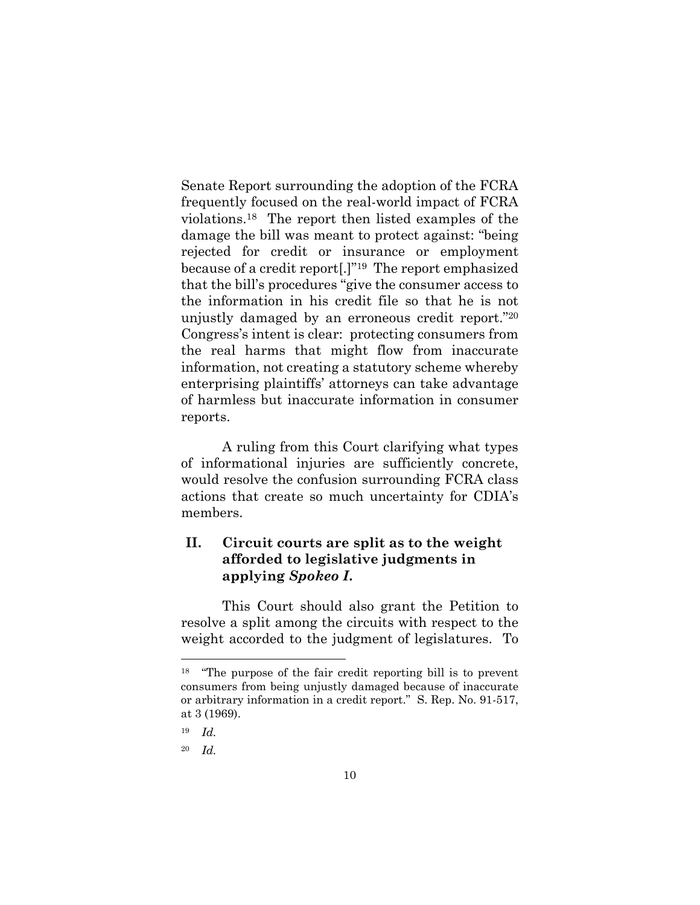Senate Report surrounding the adoption of the FCRA frequently focused on the real-world impact of FCRA violations.[18] The report then listed examples of the damage the bill was meant to protect against: "being rejected for credit or insurance or employment because of a credit report[.]"[19] The report emphasized that the bill's procedures "give the consumer access to the information in his credit file so that he is not unjustly damaged by an erroneous credit report."[20] Congress's intent is clear: protecting consumers from the real harms that might flow from inaccurate information, not creating a statutory scheme whereby enterprising plaintiffs' attorneys can take advantage of harmless but inaccurate information in consumer reports.

A ruling from this Court clarifying what types of informational injuries are sufficiently concrete, would resolve the confusion surrounding FCRA class actions that create so much uncertainty for CDIA's members.

## II. Circuit courts are split as to the weight afforded to legislative judgments in applying *Spokeo I.*

This Court should also grant the Petition to resolve a split among the circuits with respect to the weight accorded to the judgment of legislatures. To

---

[18] "The purpose of the fair credit reporting bill is to prevent consumers from being unjustly damaged because of inaccurate or arbitrary information in a credit report." S. Rep. No. 91-517, at 3 (1969).

[19] *Id.*

[20] *Id.*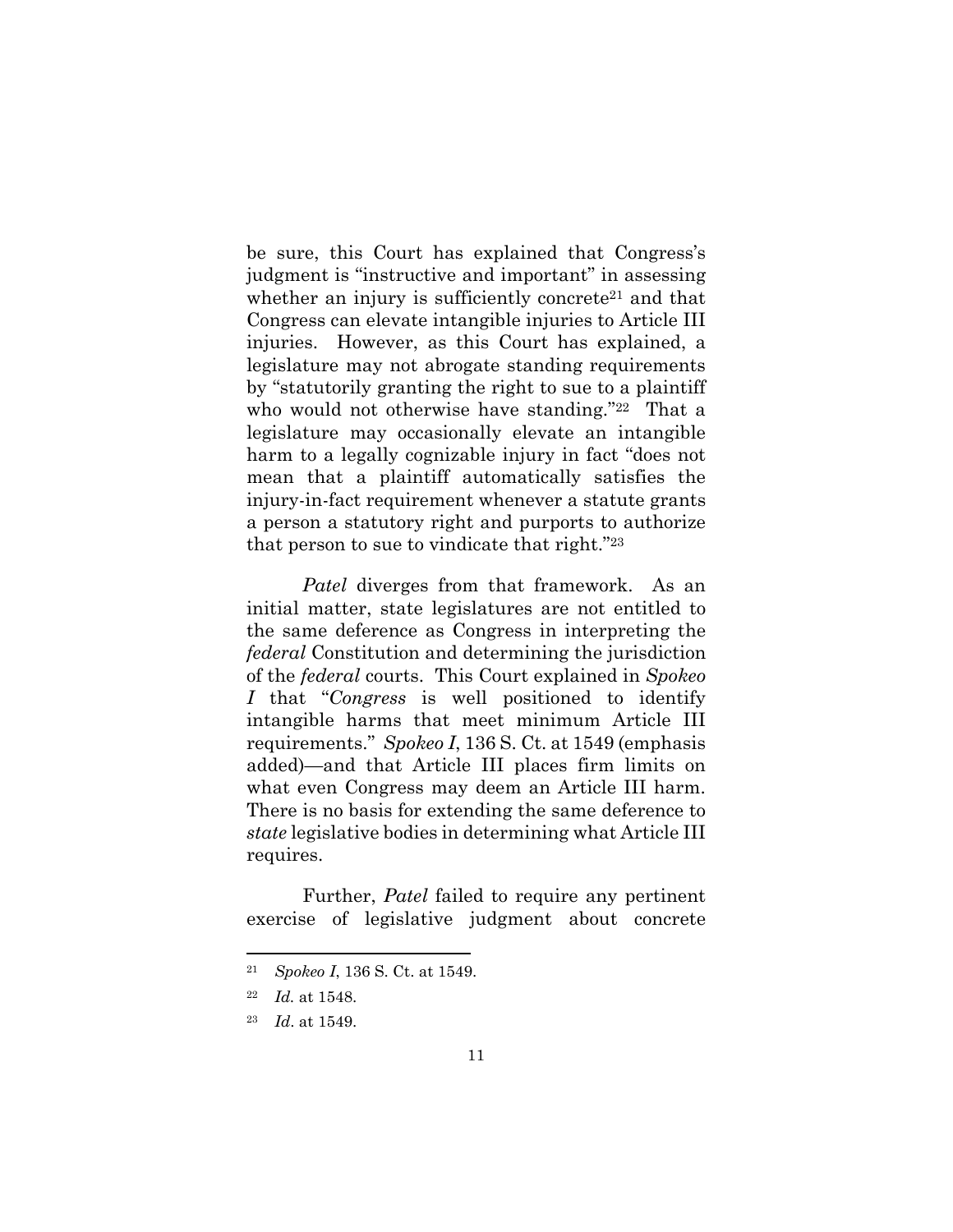be sure, this Court has explained that Congress's judgment is "instructive and important" in assessing whether an injury is sufficiently concrete[21] and that Congress can elevate intangible injuries to Article III injuries. However, as this Court has explained, a legislature may not abrogate standing requirements by "statutorily granting the right to sue to a plaintiff who would not otherwise have standing."[22] That a legislature may occasionally elevate an intangible harm to a legally cognizable injury in fact "does not mean that a plaintiff automatically satisfies the injury-in-fact requirement whenever a statute grants a person a statutory right and purports to authorize that person to sue to vindicate that right."[23]

*Patel* diverges from that framework. As an initial matter, state legislatures are not entitled to the same deference as Congress in interpreting the *federal* Constitution and determining the jurisdiction of the *federal* courts. This Court explained in *Spokeo I* that "*Congress* is well positioned to identify intangible harms that meet minimum Article III requirements." *Spokeo I*, 136 S. Ct. at 1549 (emphasis added)—and that Article III places firm limits on what even Congress may deem an Article III harm. There is no basis for extending the same deference to *state* legislative bodies in determining what Article III requires.

Further, *Patel* failed to require any pertinent exercise of legislative judgment about concrete

---

[21] *Spokeo I*, 136 S. Ct. at 1549.

[22] *Id.* at 1548.

[23] *Id*. at 1549.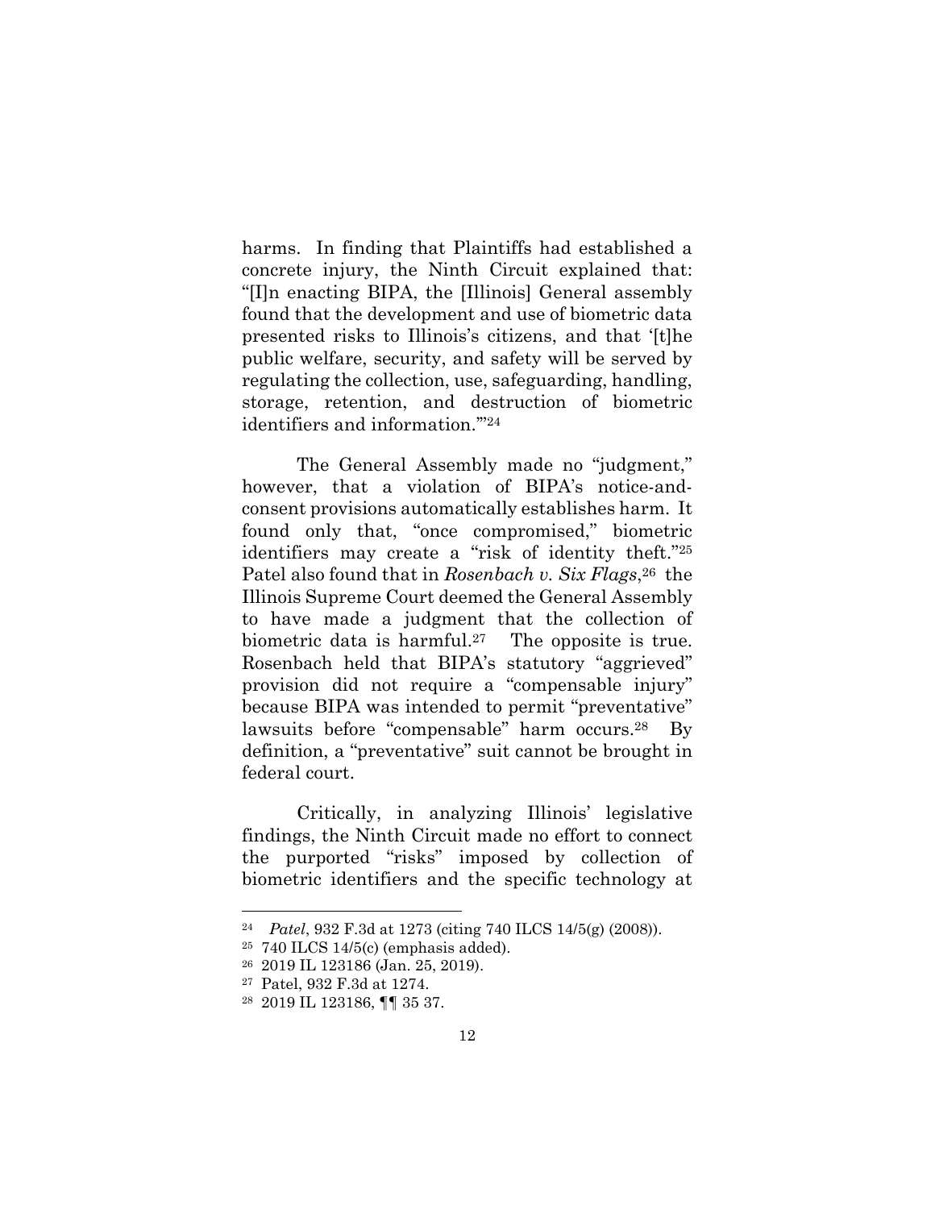harms. In finding that Plaintiffs had established a concrete injury, the Ninth Circuit explained that: "[I]n enacting BIPA, the [Illinois] General assembly found that the development and use of biometric data presented risks to Illinois's citizens, and that '[t]he public welfare, security, and safety will be served by regulating the collection, use, safeguarding, handling, storage, retention, and destruction of biometric identifiers and information.'"[24]

The General Assembly made no "judgment," however, that a violation of BIPA's notice-and-consent provisions automatically establishes harm. It found only that, "once compromised," biometric identifiers may create a "risk of identity theft."[25] Patel also found that in *Rosenbach v. Six Flags*,[26] the Illinois Supreme Court deemed the General Assembly to have made a judgment that the collection of biometric data is harmful.[27] The opposite is true. Rosenbach held that BIPA's statutory "aggrieved" provision did not require a "compensable injury" because BIPA was intended to permit "preventative" lawsuits before "compensable" harm occurs.[28] By definition, a "preventative" suit cannot be brought in federal court.

Critically, in analyzing Illinois' legislative findings, the Ninth Circuit made no effort to connect the purported "risks" imposed by collection of biometric identifiers and the specific technology at

---

[24] *Patel*, 932 F.3d at 1273 (citing 740 ILCS 14/5(g) (2008)).

[25] 740 ILCS 14/5(c) (emphasis added).

[26] 2019 IL 123186 (Jan. 25, 2019).

[27] Patel, 932 F.3d at 1274.

[28] 2019 IL 123186, ¶¶ 35 37.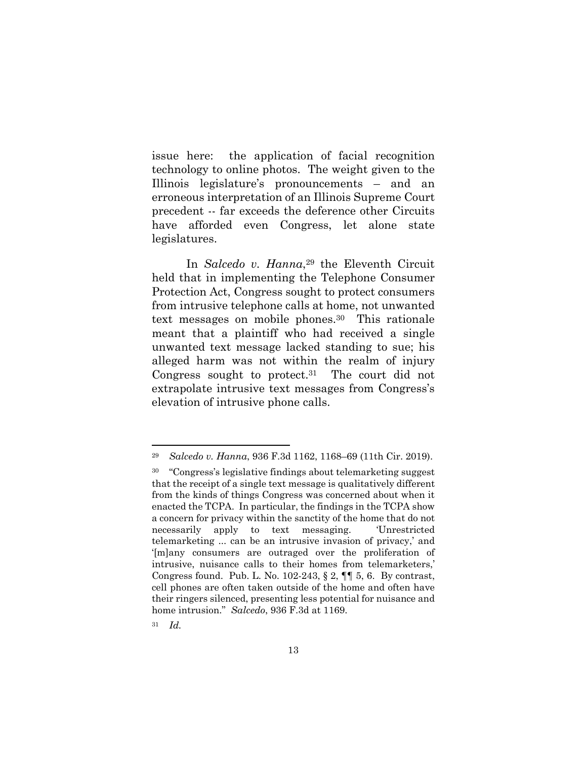issue here: the application of facial recognition technology to online photos. The weight given to the Illinois legislature's pronouncements – and an erroneous interpretation of an Illinois Supreme Court precedent -- far exceeds the deference other Circuits have afforded even Congress, let alone state legislatures.

In *Salcedo v. Hanna*,[29] the Eleventh Circuit held that in implementing the Telephone Consumer Protection Act, Congress sought to protect consumers from intrusive telephone calls at home, not unwanted text messages on mobile phones.[30] This rationale meant that a plaintiff who had received a single unwanted text message lacked standing to sue; his alleged harm was not within the realm of injury Congress sought to protect.[31] The court did not extrapolate intrusive text messages from Congress's elevation of intrusive phone calls.

---

[29] *Salcedo v. Hanna*, 936 F.3d 1162, 1168–69 (11th Cir. 2019).

[30] "Congress's legislative findings about telemarketing suggest that the receipt of a single text message is qualitatively different from the kinds of things Congress was concerned about when it enacted the TCPA. In particular, the findings in the TCPA show a concern for privacy within the sanctity of the home that do not necessarily apply to text messaging. 'Unrestricted telemarketing ... can be an intrusive invasion of privacy,' and '[m]any consumers are outraged over the proliferation of intrusive, nuisance calls to their homes from telemarketers,' Congress found. Pub. L. No. 102-243, § 2, ¶¶ 5, 6. By contrast, cell phones are often taken outside of the home and often have their ringers silenced, presenting less potential for nuisance and home intrusion." *Salcedo*, 936 F.3d at 1169.

[31] *Id.*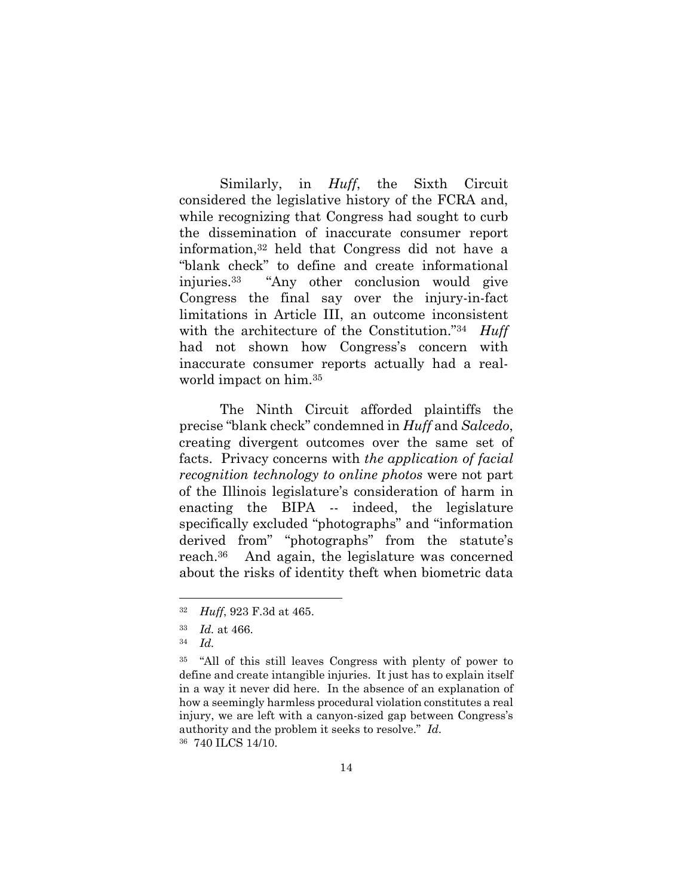Similarly, in *Huff*, the Sixth Circuit considered the legislative history of the FCRA and, while recognizing that Congress had sought to curb the dissemination of inaccurate consumer report information,[32] held that Congress did not have a "blank check" to define and create informational injuries.[33] "Any other conclusion would give Congress the final say over the injury-in-fact limitations in Article III, an outcome inconsistent with the architecture of the Constitution."[34] *Huff* had not shown how Congress's concern with inaccurate consumer reports actually had a real-world impact on him.[35]

The Ninth Circuit afforded plaintiffs the precise "blank check" condemned in *Huff* and *Salcedo*, creating divergent outcomes over the same set of facts. Privacy concerns with *the application of facial recognition technology to online photos* were not part of the Illinois legislature's consideration of harm in enacting the BIPA -- indeed, the legislature specifically excluded "photographs" and "information derived from" "photographs" from the statute's reach.[36] And again, the legislature was concerned about the risks of identity theft when biometric data

---

[32] *Huff*, 923 F.3d at 465.

[33] *Id.* at 466.

[34] *Id.*

[35] "All of this still leaves Congress with plenty of power to define and create intangible injuries. It just has to explain itself in a way it never did here. In the absence of an explanation of how a seemingly harmless procedural violation constitutes a real injury, we are left with a canyon-sized gap between Congress's authority and the problem it seeks to resolve." *Id.*

[36] 740 ILCS 14/10.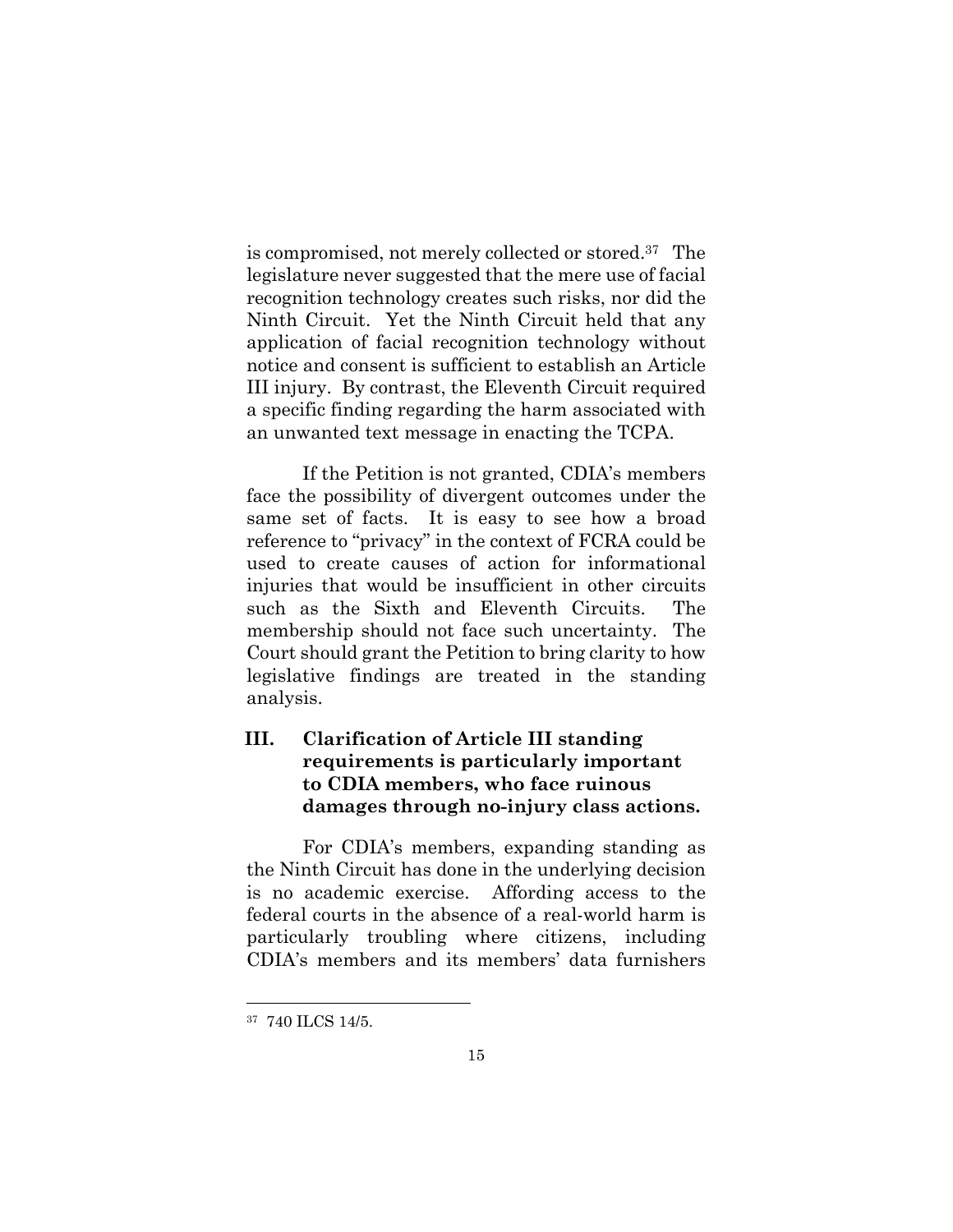is compromised, not merely collected or stored.[37] The legislature never suggested that the mere use of facial recognition technology creates such risks, nor did the Ninth Circuit. Yet the Ninth Circuit held that any application of facial recognition technology without notice and consent is sufficient to establish an Article III injury. By contrast, the Eleventh Circuit required a specific finding regarding the harm associated with an unwanted text message in enacting the TCPA.

If the Petition is not granted, CDIA's members face the possibility of divergent outcomes under the same set of facts. It is easy to see how a broad reference to "privacy" in the context of FCRA could be used to create causes of action for informational injuries that would be insufficient in other circuits such as the Sixth and Eleventh Circuits. The membership should not face such uncertainty. The Court should grant the Petition to bring clarity to how legislative findings are treated in the standing analysis.

## III. Clarification of Article III standing requirements is particularly important to CDIA members, who face ruinous damages through no-injury class actions.

For CDIA's members, expanding standing as the Ninth Circuit has done in the underlying decision is no academic exercise. Affording access to the federal courts in the absence of a real-world harm is particularly troubling where citizens, including CDIA's members and its members' data furnishers

---

[37] 740 ILCS 14/5.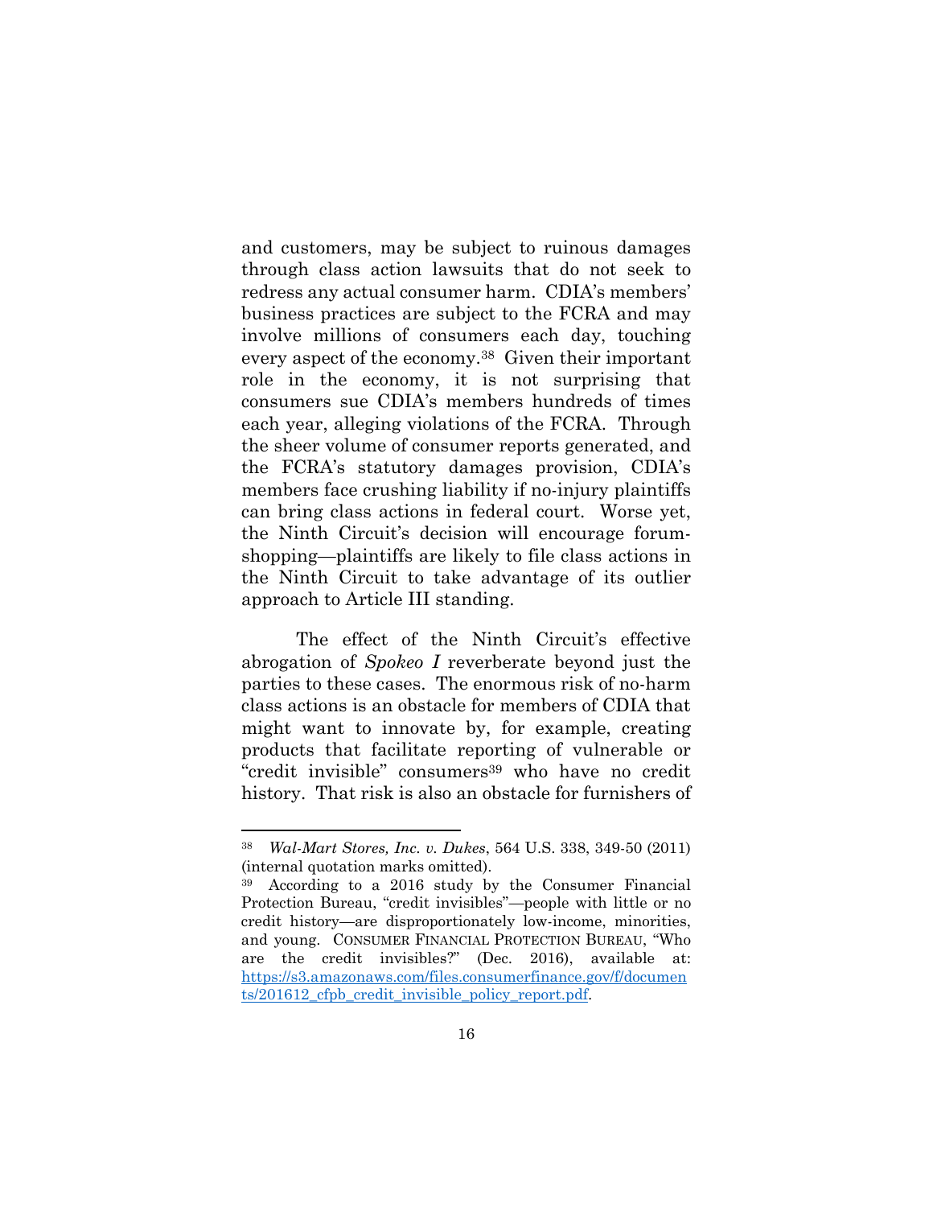and customers, may be subject to ruinous damages through class action lawsuits that do not seek to redress any actual consumer harm. CDIA's members' business practices are subject to the FCRA and may involve millions of consumers each day, touching every aspect of the economy.[38] Given their important role in the economy, it is not surprising that consumers sue CDIA's members hundreds of times each year, alleging violations of the FCRA. Through the sheer volume of consumer reports generated, and the FCRA's statutory damages provision, CDIA's members face crushing liability if no-injury plaintiffs can bring class actions in federal court. Worse yet, the Ninth Circuit's decision will encourage forum-shopping—plaintiffs are likely to file class actions in the Ninth Circuit to take advantage of its outlier approach to Article III standing.

The effect of the Ninth Circuit's effective abrogation of *Spokeo I* reverberate beyond just the parties to these cases. The enormous risk of no-harm class actions is an obstacle for members of CDIA that might want to innovate by, for example, creating products that facilitate reporting of vulnerable or "credit invisible" consumers[39] who have no credit history. That risk is also an obstacle for furnishers of

---

[38] *Wal-Mart Stores, Inc. v. Dukes*, 564 U.S. 338, 349-50 (2011) (internal quotation marks omitted).

[39] According to a 2016 study by the Consumer Financial Protection Bureau, "credit invisibles"—people with little or no credit history—are disproportionately low-income, minorities, and young. CONSUMER FINANCIAL PROTECTION BUREAU, "Who are the credit invisibles?" (Dec. 2016), available at: https://s3.amazonaws.com/files.consumerfinance.gov/f/documents/201612_cfpb_credit_invisible_policy_report.pdf.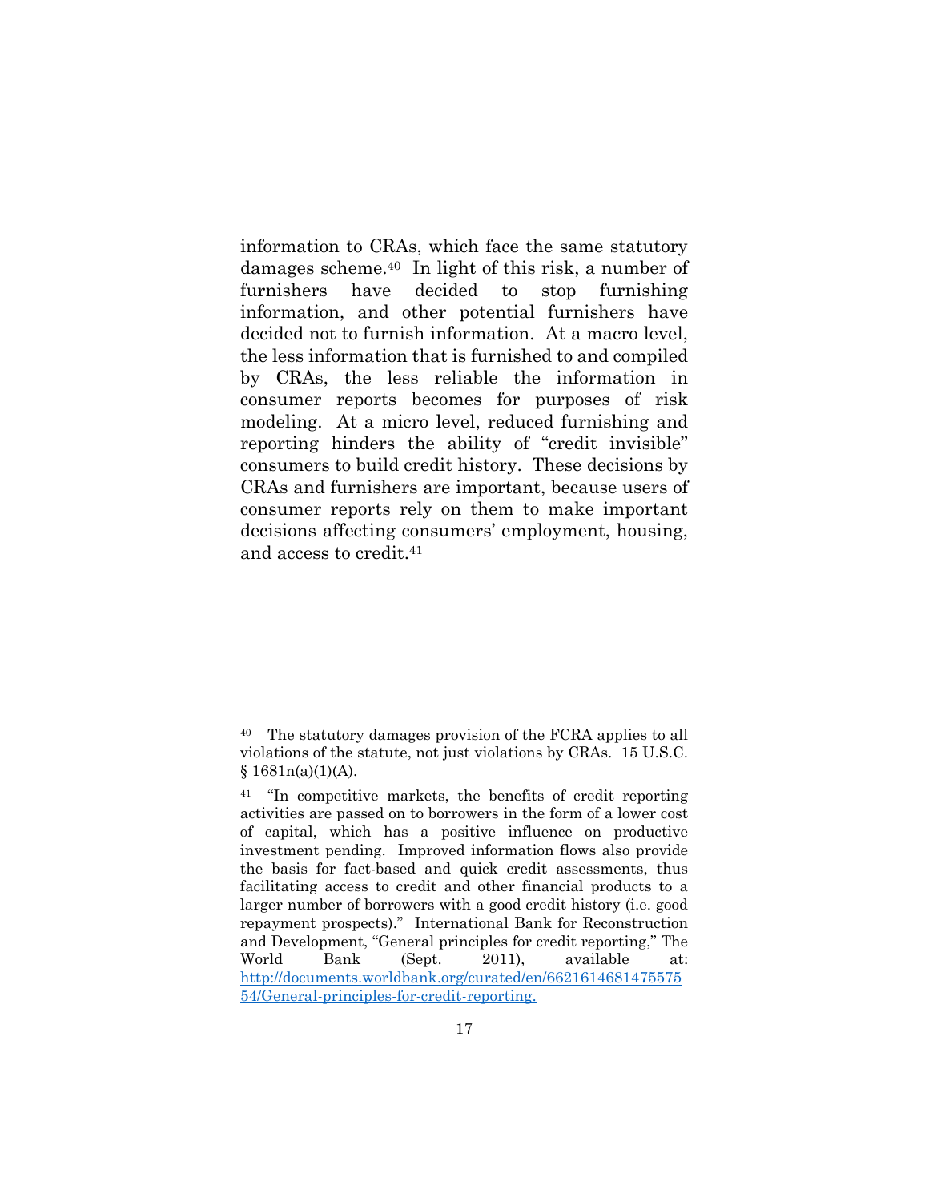information to CRAs, which face the same statutory damages scheme.[40] In light of this risk, a number of furnishers have decided to stop furnishing information, and other potential furnishers have decided not to furnish information. At a macro level, the less information that is furnished to and compiled by CRAs, the less reliable the information in consumer reports becomes for purposes of risk modeling. At a micro level, reduced furnishing and reporting hinders the ability of "credit invisible" consumers to build credit history. These decisions by CRAs and furnishers are important, because users of consumer reports rely on them to make important decisions affecting consumers' employment, housing, and access to credit.[41]

---

[40] The statutory damages provision of the FCRA applies to all violations of the statute, not just violations by CRAs. 15 U.S.C. § 1681n(a)(1)(A).

[41] "In competitive markets, the benefits of credit reporting activities are passed on to borrowers in the form of a lower cost of capital, which has a positive influence on productive investment pending. Improved information flows also provide the basis for fact-based and quick credit assessments, thus facilitating access to credit and other financial products to a larger number of borrowers with a good credit history (i.e. good repayment prospects)." International Bank for Reconstruction and Development, "General principles for credit reporting," The World Bank (Sept. 2011), available at: http://documents.worldbank.org/curated/en/662161468147557554/General-principles-for-credit-reporting.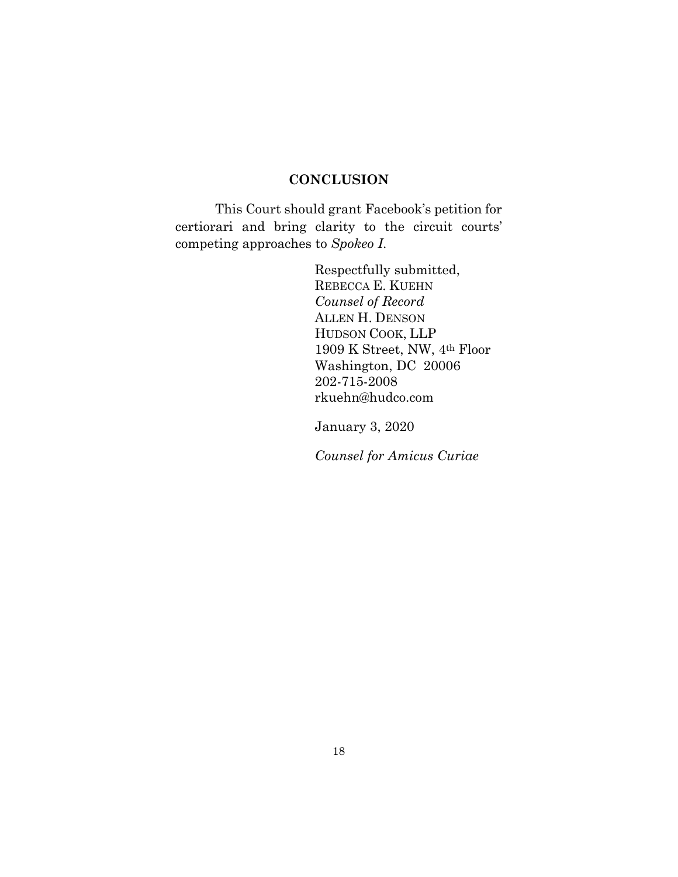## CONCLUSION

This Court should grant Facebook's petition for certiorari and bring clarity to the circuit courts' competing approaches to *Spokeo I.*

Respectfully submitted,
REBECCA E. KUEHN
*Counsel of Record*
ALLEN H. DENSON
HUDSON COOK, LLP
1909 K Street, NW, 4th Floor
Washington, DC 20006
202-715-2008
rkuehn@hudco.com

January 3, 2020

*Counsel for Amicus Curiae*